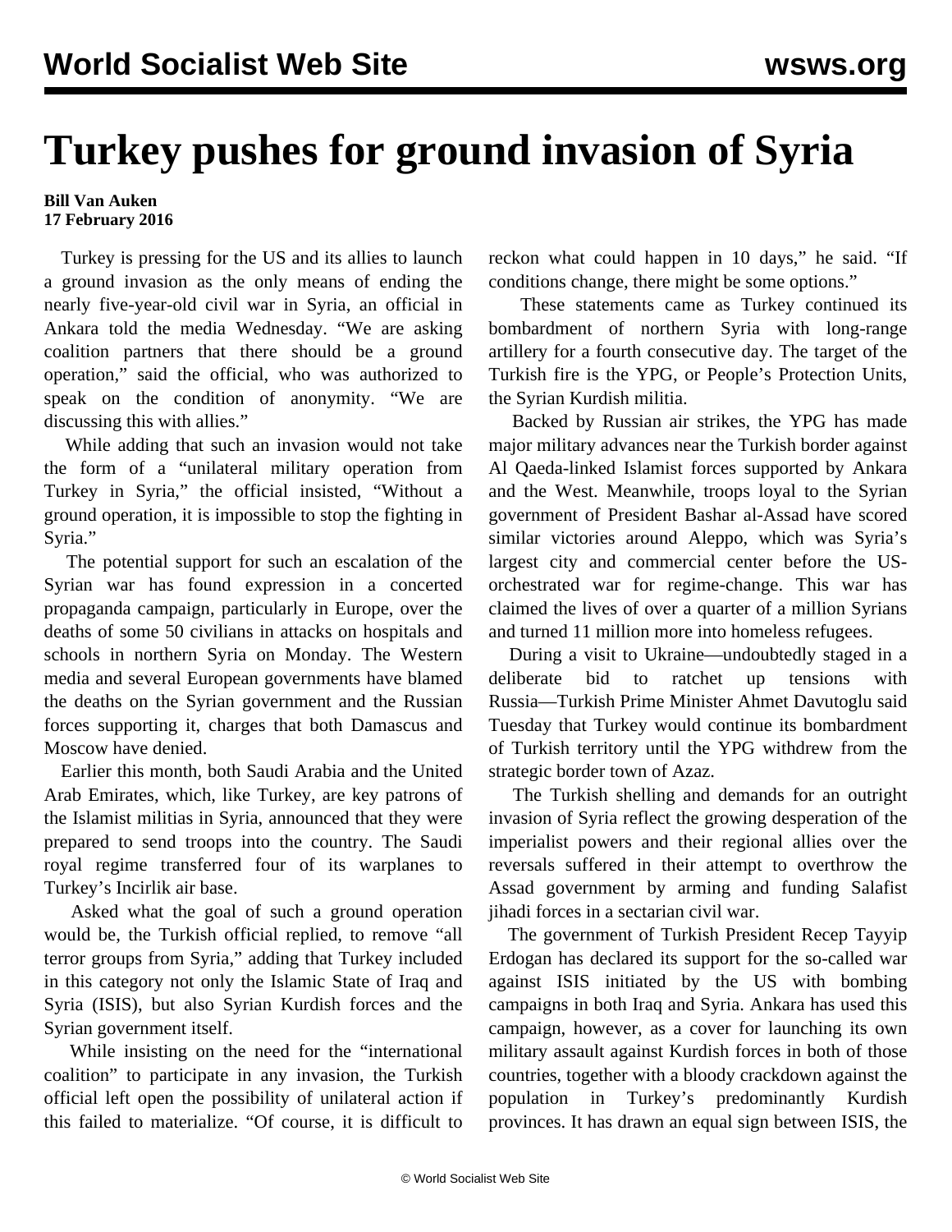# Turkey pushes for ground invasion of Syria

**Bill Van Auken**
**17 February 2016**

Turkey is pressing for the US and its allies to launch a ground invasion as the only means of ending the nearly five-year-old civil war in Syria, an official in Ankara told the media Wednesday. "We are asking coalition partners that there should be a ground operation," said the official, who was authorized to speak on the condition of anonymity. "We are discussing this with allies."

While adding that such an invasion would not take the form of a "unilateral military operation from Turkey in Syria," the official insisted, "Without a ground operation, it is impossible to stop the fighting in Syria."

The potential support for such an escalation of the Syrian war has found expression in a concerted propaganda campaign, particularly in Europe, over the deaths of some 50 civilians in attacks on hospitals and schools in northern Syria on Monday. The Western media and several European governments have blamed the deaths on the Syrian government and the Russian forces supporting it, charges that both Damascus and Moscow have denied.

Earlier this month, both Saudi Arabia and the United Arab Emirates, which, like Turkey, are key patrons of the Islamist militias in Syria, announced that they were prepared to send troops into the country. The Saudi royal regime transferred four of its warplanes to Turkey's Incirlik air base.

Asked what the goal of such a ground operation would be, the Turkish official replied, to remove "all terror groups from Syria," adding that Turkey included in this category not only the Islamic State of Iraq and Syria (ISIS), but also Syrian Kurdish forces and the Syrian government itself.

While insisting on the need for the "international coalition" to participate in any invasion, the Turkish official left open the possibility of unilateral action if this failed to materialize. "Of course, it is difficult to reckon what could happen in 10 days," he said. "If conditions change, there might be some options."

These statements came as Turkey continued its bombardment of northern Syria with long-range artillery for a fourth consecutive day. The target of the Turkish fire is the YPG, or People's Protection Units, the Syrian Kurdish militia.

Backed by Russian air strikes, the YPG has made major military advances near the Turkish border against Al Qaeda-linked Islamist forces supported by Ankara and the West. Meanwhile, troops loyal to the Syrian government of President Bashar al-Assad have scored similar victories around Aleppo, which was Syria's largest city and commercial center before the US-orchestrated war for regime-change. This war has claimed the lives of over a quarter of a million Syrians and turned 11 million more into homeless refugees.

During a visit to Ukraine—undoubtedly staged in a deliberate bid to ratchet up tensions with Russia—Turkish Prime Minister Ahmet Davutoglu said Tuesday that Turkey would continue its bombardment of Turkish territory until the YPG withdrew from the strategic border town of Azaz.

The Turkish shelling and demands for an outright invasion of Syria reflect the growing desperation of the imperialist powers and their regional allies over the reversals suffered in their attempt to overthrow the Assad government by arming and funding Salafist jihadi forces in a sectarian civil war.

The government of Turkish President Recep Tayyip Erdogan has declared its support for the so-called war against ISIS initiated by the US with bombing campaigns in both Iraq and Syria. Ankara has used this campaign, however, as a cover for launching its own military assault against Kurdish forces in both of those countries, together with a bloody crackdown against the population in Turkey's predominantly Kurdish provinces. It has drawn an equal sign between ISIS, the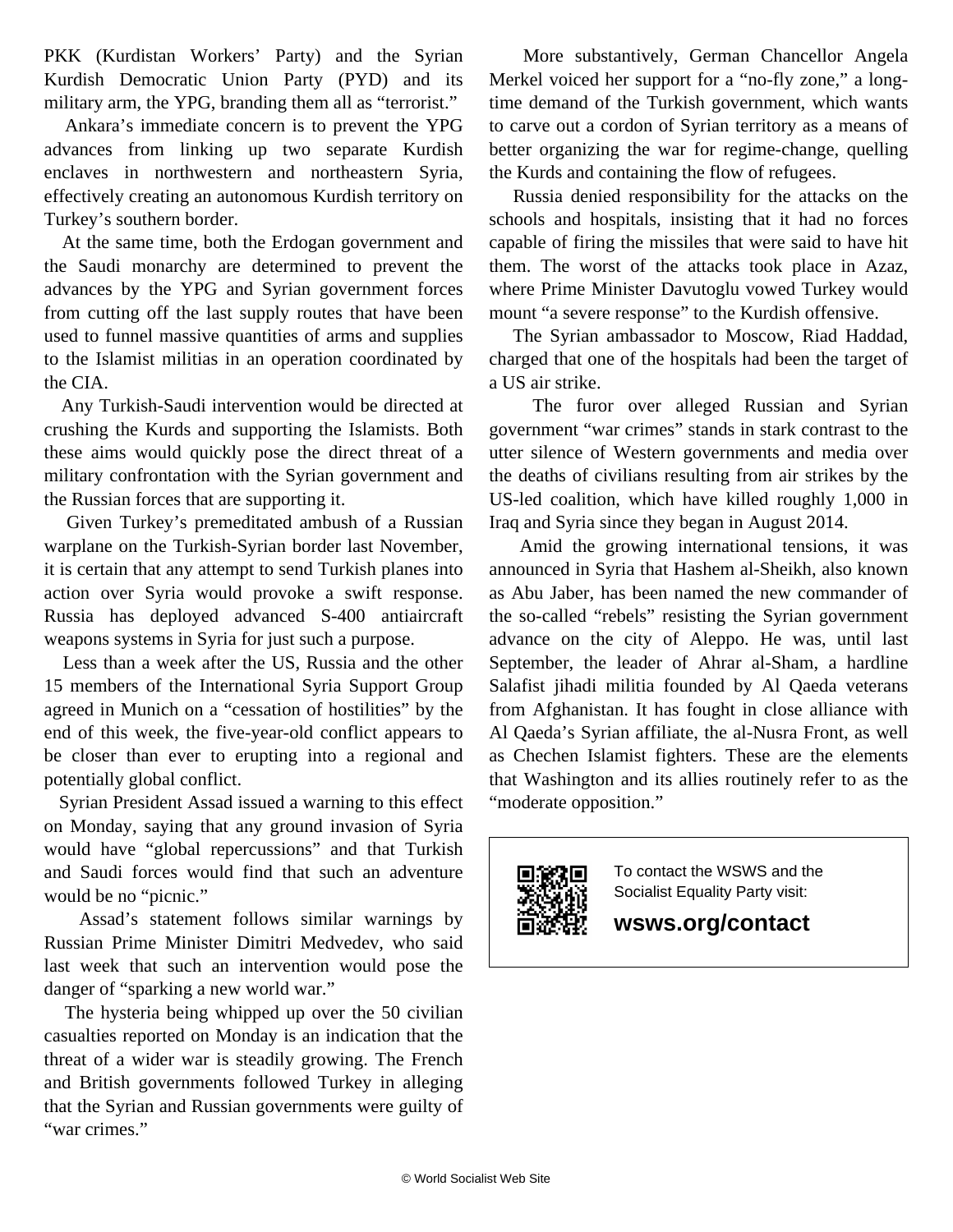PKK (Kurdistan Workers' Party) and the Syrian Kurdish Democratic Union Party (PYD) and its military arm, the YPG, branding them all as "terrorist."

Ankara's immediate concern is to prevent the YPG advances from linking up two separate Kurdish enclaves in northwestern and northeastern Syria, effectively creating an autonomous Kurdish territory on Turkey's southern border.

At the same time, both the Erdogan government and the Saudi monarchy are determined to prevent the advances by the YPG and Syrian government forces from cutting off the last supply routes that have been used to funnel massive quantities of arms and supplies to the Islamist militias in an operation coordinated by the CIA.

Any Turkish-Saudi intervention would be directed at crushing the Kurds and supporting the Islamists. Both these aims would quickly pose the direct threat of a military confrontation with the Syrian government and the Russian forces that are supporting it.

Given Turkey's premeditated ambush of a Russian warplane on the Turkish-Syrian border last November, it is certain that any attempt to send Turkish planes into action over Syria would provoke a swift response. Russia has deployed advanced S-400 antiaircraft weapons systems in Syria for just such a purpose.

Less than a week after the US, Russia and the other 15 members of the International Syria Support Group agreed in Munich on a "cessation of hostilities" by the end of this week, the five-year-old conflict appears to be closer than ever to erupting into a regional and potentially global conflict.

Syrian President Assad issued a warning to this effect on Monday, saying that any ground invasion of Syria would have "global repercussions" and that Turkish and Saudi forces would find that such an adventure would be no "picnic."

Assad's statement follows similar warnings by Russian Prime Minister Dimitri Medvedev, who said last week that such an intervention would pose the danger of "sparking a new world war."

The hysteria being whipped up over the 50 civilian casualties reported on Monday is an indication that the threat of a wider war is steadily growing. The French and British governments followed Turkey in alleging that the Syrian and Russian governments were guilty of "war crimes."

More substantively, German Chancellor Angela Merkel voiced her support for a "no-fly zone," a long-time demand of the Turkish government, which wants to carve out a cordon of Syrian territory as a means of better organizing the war for regime-change, quelling the Kurds and containing the flow of refugees.

Russia denied responsibility for the attacks on the schools and hospitals, insisting that it had no forces capable of firing the missiles that were said to have hit them. The worst of the attacks took place in Azaz, where Prime Minister Davutoglu vowed Turkey would mount "a severe response" to the Kurdish offensive.

The Syrian ambassador to Moscow, Riad Haddad, charged that one of the hospitals had been the target of a US air strike.

The furor over alleged Russian and Syrian government "war crimes" stands in stark contrast to the utter silence of Western governments and media over the deaths of civilians resulting from air strikes by the US-led coalition, which have killed roughly 1,000 in Iraq and Syria since they began in August 2014.

Amid the growing international tensions, it was announced in Syria that Hashem al-Sheikh, also known as Abu Jaber, has been named the new commander of the so-called "rebels" resisting the Syrian government advance on the city of Aleppo. He was, until last September, the leader of Ahrar al-Sham, a hardline Salafist jihadi militia founded by Al Qaeda veterans from Afghanistan. It has fought in close alliance with Al Qaeda's Syrian affiliate, the al-Nusra Front, as well as Chechen Islamist fighters. These are the elements that Washington and its allies routinely refer to as the "moderate opposition."

To contact the WSWS and the Socialist Equality Party visit:

**wsws.org/contact**